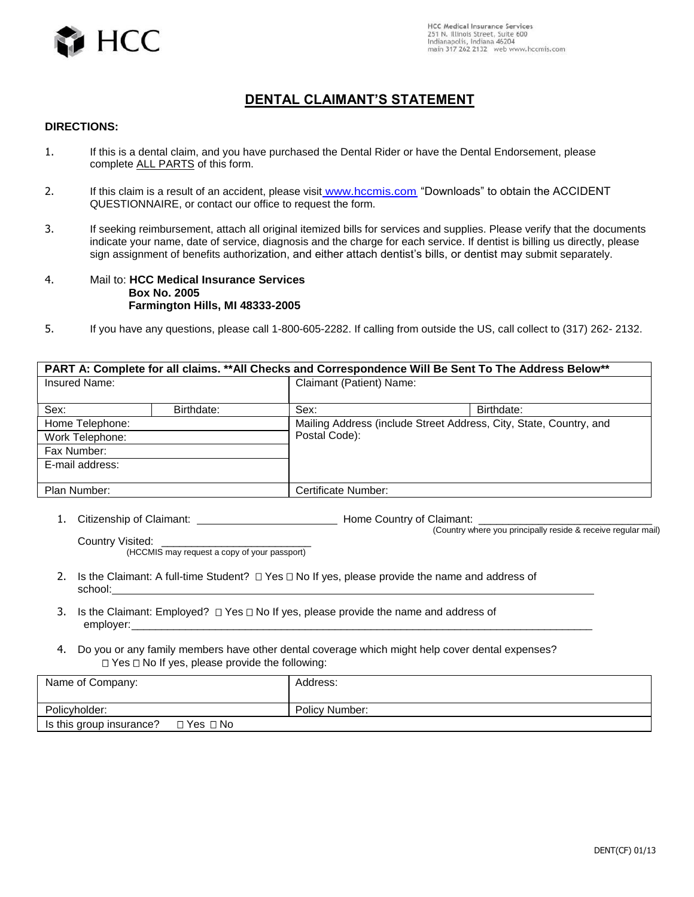HCC

HCC Medical Insurance Services
251 N. Illinois Street, Suite 600
Indianapolis, Indiana 46204
main 317 262 2132 web www.hccmis.com

# DENTAL CLAIMANT'S STATEMENT

**DIRECTIONS:**

1. If this is a dental claim, and you have purchased the Dental Rider or have the Dental Endorsement, please complete ALL PARTS of this form.
2. If this claim is a result of an accident, please visit www.hccmis.com "Downloads" to obtain the ACCIDENT QUESTIONNAIRE, or contact our office to request the form.
3. If seeking reimbursement, attach all original itemized bills for services and supplies. Please verify that the documents indicate your name, date of service, diagnosis and the charge for each service. If dentist is billing us directly, please sign assignment of benefits authorization, and either attach dentist's bills, or dentist may submit separately.
4. Mail to: **HCC Medical Insurance Services**
   **Box No. 2005**
   **Farmington Hills, MI 48333-2005**
5. If you have any questions, please call 1-800-605-2282. If calling from outside the US, call collect to (317) 262- 2132.

| **PART A: Complete for all claims. \*\*All Checks and Correspondence Will Be Sent To The Address Below\*\*** | | | |
|---|---|---|---|
| Insured Name: | | Claimant (Patient) Name: | |
| Sex: | Birthdate: | Sex: | Birthdate: |
| Home Telephone: | | Mailing Address (include Street Address, City, State, Country, and Postal Code): | |
| Work Telephone: | | | |
| Fax Number: | | | |
| E-mail address: | | | |
| Plan Number: | | Certificate Number: | |

1. Citizenship of Claimant: ________________ Home Country of Claimant: ________________ (Country where you principally reside & receive regular mail)

   Country Visited: ________________ (HCCMIS may request a copy of your passport)

2. Is the Claimant: A full-time Student? ☐ Yes ☐ No If yes, please provide the name and address of school: ________________

3. Is the Claimant: Employed? ☐ Yes ☐ No If yes, please provide the name and address of employer: ________________

4. Do you or any family members have other dental coverage which might help cover dental expenses? ☐ Yes ☐ No If yes, please provide the following:

| Name of Company: | Address: |
|---|---|
| Policyholder: | Policy Number: |
| Is this group insurance? ☐ Yes ☐ No | |

DENT(CF) 01/13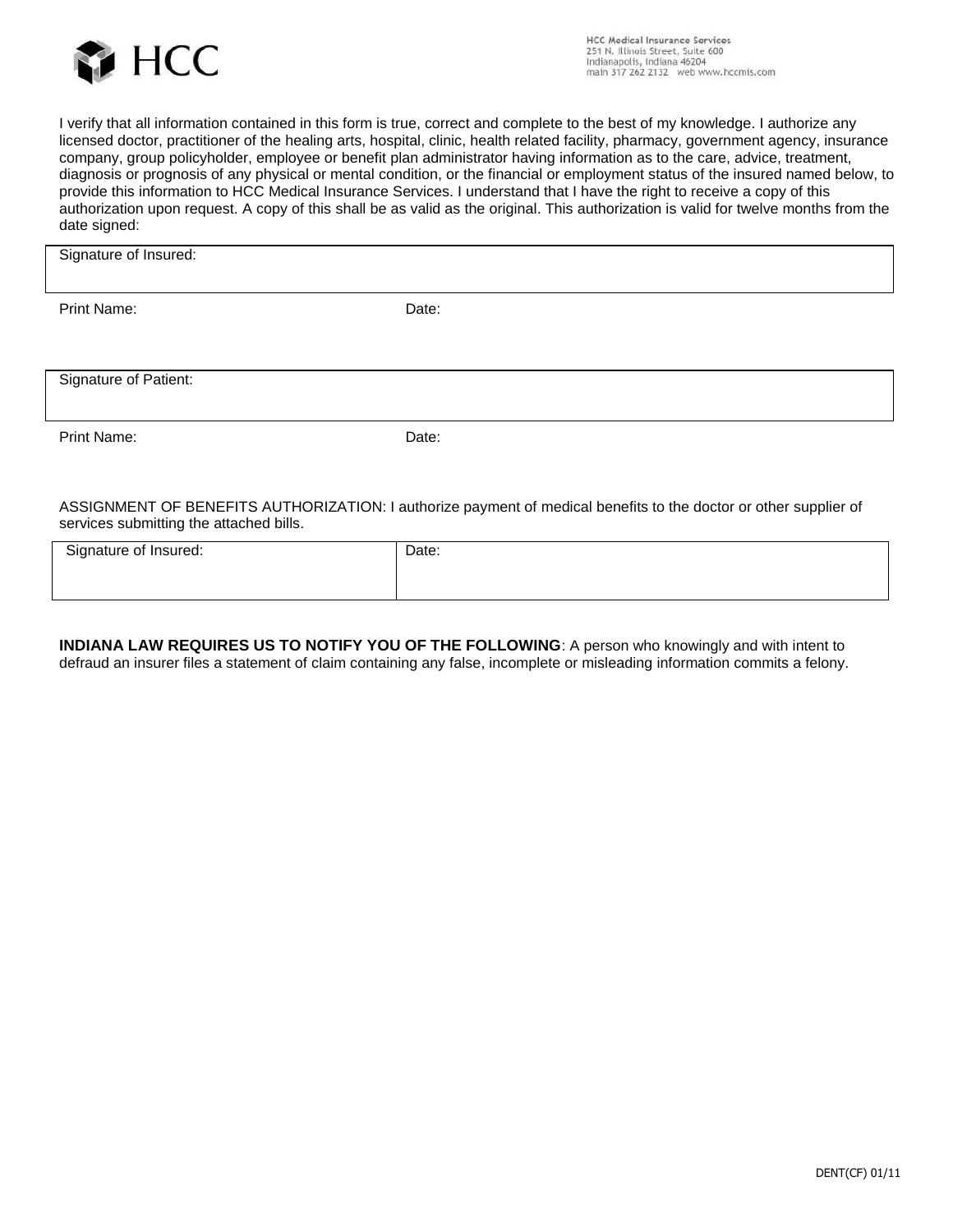HCC Medical Insurance Services
251 N. Illinois Street, Suite 600
Indianapolis, Indiana 46204
main 317 262 2132 web www.hccmis.com

I verify that all information contained in this form is true, correct and complete to the best of my knowledge. I authorize any licensed doctor, practitioner of the healing arts, hospital, clinic, health related facility, pharmacy, government agency, insurance company, group policyholder, employee or benefit plan administrator having information as to the care, advice, treatment, diagnosis or prognosis of any physical or mental condition, or the financial or employment status of the insured named below, to provide this information to HCC Medical Insurance Services. I understand that I have the right to receive a copy of this authorization upon request. A copy of this shall be as valid as the original. This authorization is valid for twelve months from the date signed:

Signature of Insured:

Print Name: Date:

Signature of Patient:

Print Name: Date:

ASSIGNMENT OF BENEFITS AUTHORIZATION: I authorize payment of medical benefits to the doctor or other supplier of services submitting the attached bills.

| | |
|---|---|
| Signature of Insured: | Date: |

**INDIANA LAW REQUIRES US TO NOTIFY YOU OF THE FOLLOWING**: A person who knowingly and with intent to defraud an insurer files a statement of claim containing any false, incomplete or misleading information commits a felony.

DENT(CF) 01/11